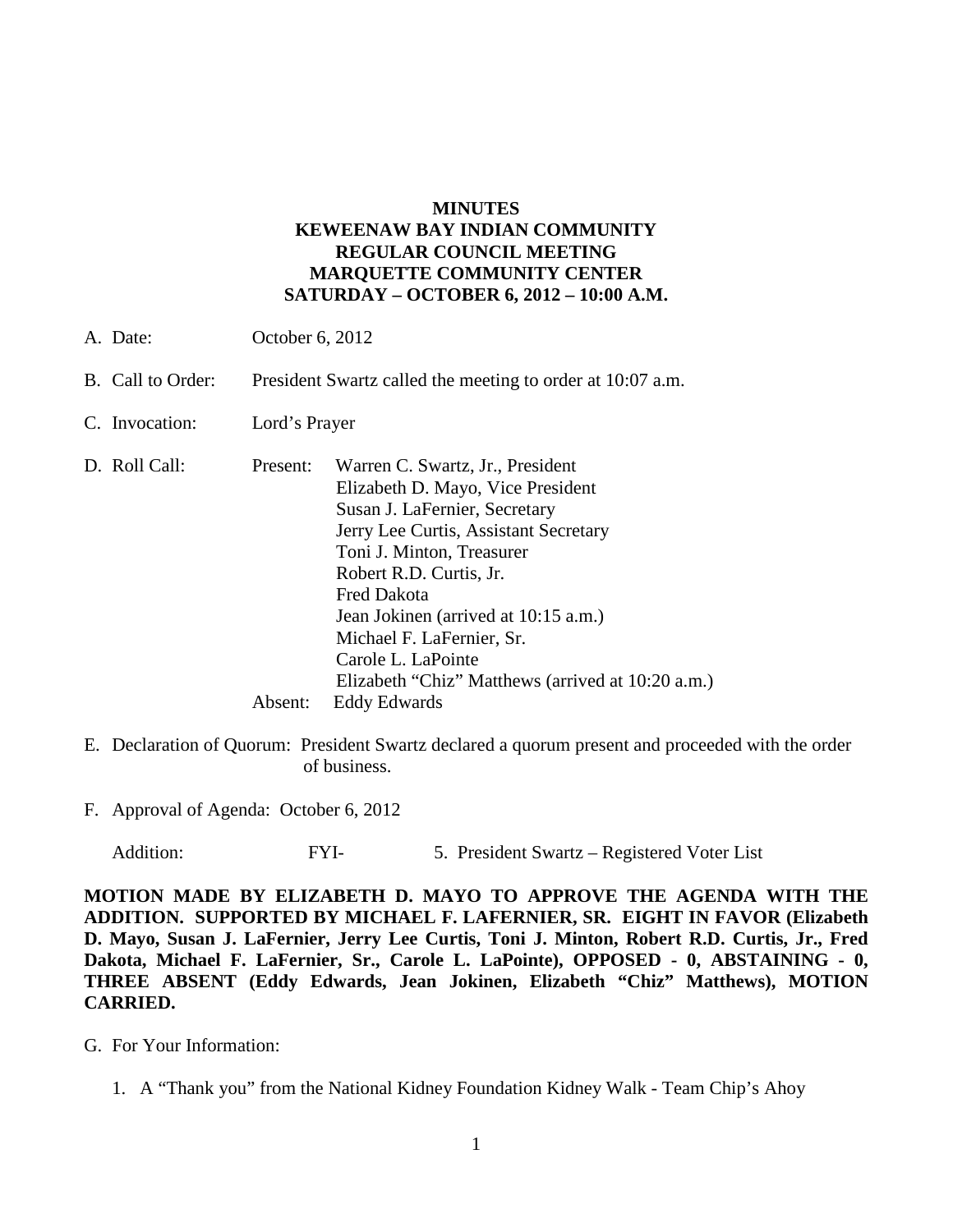**MINUTES**
**KEWEENAW BAY INDIAN COMMUNITY**
**REGULAR COUNCIL MEETING**
**MARQUETTE COMMUNITY CENTER**
**SATURDAY – OCTOBER 6, 2012 – 10:00 A.M.**

A. Date: October 6, 2012

B. Call to Order: President Swartz called the meeting to order at 10:07 a.m.

C. Invocation: Lord's Prayer

D. Roll Call: Present:
   - Warren C. Swartz, Jr., President
   - Elizabeth D. Mayo, Vice President
   - Susan J. LaFernier, Secretary
   - Jerry Lee Curtis, Assistant Secretary
   - Toni J. Minton, Treasurer
   - Robert R.D. Curtis, Jr.
   - Fred Dakota
   - Jean Jokinen (arrived at 10:15 a.m.)
   - Michael F. LaFernier, Sr.
   - Carole L. LaPointe
   - Elizabeth "Chiz" Matthews (arrived at 10:20 a.m.)

   Absent: Eddy Edwards

E. Declaration of Quorum: President Swartz declared a quorum present and proceeded with the order of business.

F. Approval of Agenda: October 6, 2012

   Addition: FYI- 5. President Swartz – Registered Voter List

**MOTION MADE BY ELIZABETH D. MAYO TO APPROVE THE AGENDA WITH THE ADDITION. SUPPORTED BY MICHAEL F. LAFERNIER, SR. EIGHT IN FAVOR (Elizabeth D. Mayo, Susan J. LaFernier, Jerry Lee Curtis, Toni J. Minton, Robert R.D. Curtis, Jr., Fred Dakota, Michael F. LaFernier, Sr., Carole L. LaPointe), OPPOSED - 0, ABSTAINING - 0, THREE ABSENT (Eddy Edwards, Jean Jokinen, Elizabeth "Chiz" Matthews), MOTION CARRIED.**

G. For Your Information:

   1. A "Thank you" from the National Kidney Foundation Kidney Walk - Team Chip's Ahoy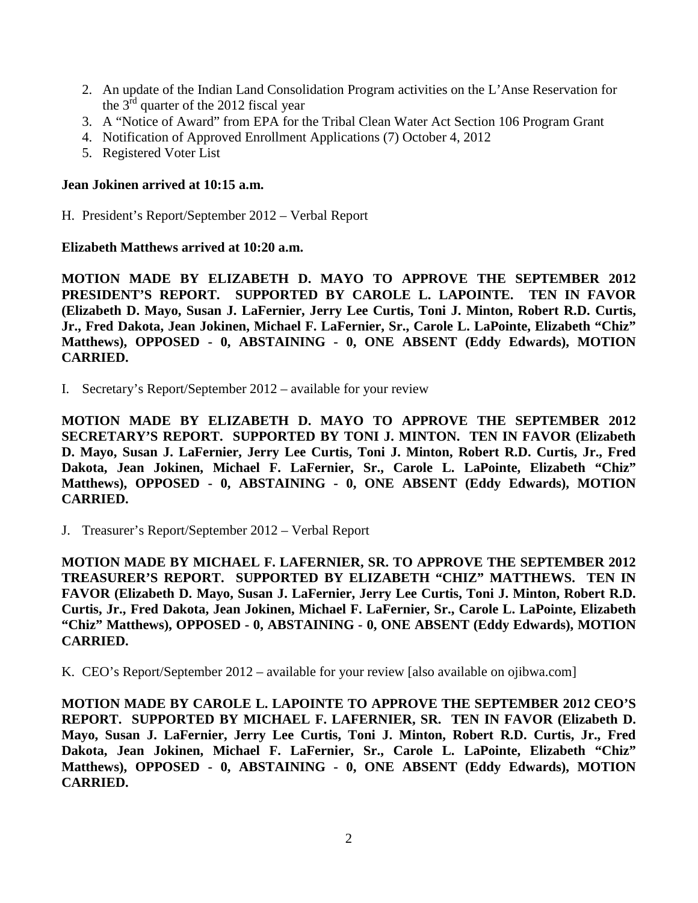2. An update of the Indian Land Consolidation Program activities on the L'Anse Reservation for the 3rd quarter of the 2012 fiscal year
3. A "Notice of Award" from EPA for the Tribal Clean Water Act Section 106 Program Grant
4. Notification of Approved Enrollment Applications (7) October 4, 2012
5. Registered Voter List

**Jean Jokinen arrived at 10:15 a.m.**

H. President's Report/September 2012 – Verbal Report

**Elizabeth Matthews arrived at 10:20 a.m.**

**MOTION MADE BY ELIZABETH D. MAYO TO APPROVE THE SEPTEMBER 2012 PRESIDENT'S REPORT. SUPPORTED BY CAROLE L. LAPOINTE. TEN IN FAVOR (Elizabeth D. Mayo, Susan J. LaFernier, Jerry Lee Curtis, Toni J. Minton, Robert R.D. Curtis, Jr., Fred Dakota, Jean Jokinen, Michael F. LaFernier, Sr., Carole L. LaPointe, Elizabeth "Chiz" Matthews), OPPOSED - 0, ABSTAINING - 0, ONE ABSENT (Eddy Edwards), MOTION CARRIED.**

I. Secretary's Report/September 2012 – available for your review

**MOTION MADE BY ELIZABETH D. MAYO TO APPROVE THE SEPTEMBER 2012 SECRETARY'S REPORT. SUPPORTED BY TONI J. MINTON. TEN IN FAVOR (Elizabeth D. Mayo, Susan J. LaFernier, Jerry Lee Curtis, Toni J. Minton, Robert R.D. Curtis, Jr., Fred Dakota, Jean Jokinen, Michael F. LaFernier, Sr., Carole L. LaPointe, Elizabeth "Chiz" Matthews), OPPOSED - 0, ABSTAINING - 0, ONE ABSENT (Eddy Edwards), MOTION CARRIED.**

J. Treasurer's Report/September 2012 – Verbal Report

**MOTION MADE BY MICHAEL F. LAFERNIER, SR. TO APPROVE THE SEPTEMBER 2012 TREASURER'S REPORT. SUPPORTED BY ELIZABETH "CHIZ" MATTHEWS. TEN IN FAVOR (Elizabeth D. Mayo, Susan J. LaFernier, Jerry Lee Curtis, Toni J. Minton, Robert R.D. Curtis, Jr., Fred Dakota, Jean Jokinen, Michael F. LaFernier, Sr., Carole L. LaPointe, Elizabeth "Chiz" Matthews), OPPOSED - 0, ABSTAINING - 0, ONE ABSENT (Eddy Edwards), MOTION CARRIED.**

K. CEO's Report/September 2012 – available for your review [also available on ojibwa.com]

**MOTION MADE BY CAROLE L. LAPOINTE TO APPROVE THE SEPTEMBER 2012 CEO'S REPORT. SUPPORTED BY MICHAEL F. LAFERNIER, SR. TEN IN FAVOR (Elizabeth D. Mayo, Susan J. LaFernier, Jerry Lee Curtis, Toni J. Minton, Robert R.D. Curtis, Jr., Fred Dakota, Jean Jokinen, Michael F. LaFernier, Sr., Carole L. LaPointe, Elizabeth "Chiz" Matthews), OPPOSED - 0, ABSTAINING - 0, ONE ABSENT (Eddy Edwards), MOTION CARRIED.**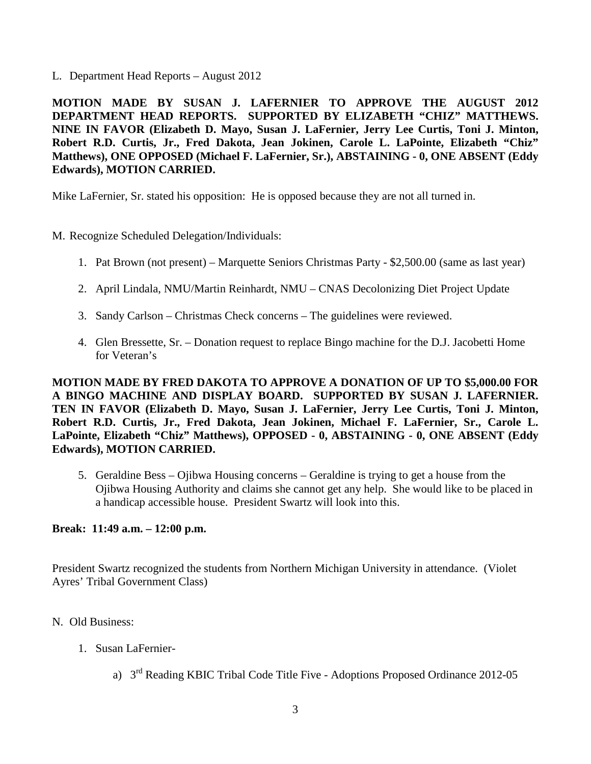L. Department Head Reports – August 2012

**MOTION MADE BY SUSAN J. LAFERNIER TO APPROVE THE AUGUST 2012 DEPARTMENT HEAD REPORTS. SUPPORTED BY ELIZABETH "CHIZ" MATTHEWS. NINE IN FAVOR (Elizabeth D. Mayo, Susan J. LaFernier, Jerry Lee Curtis, Toni J. Minton, Robert R.D. Curtis, Jr., Fred Dakota, Jean Jokinen, Carole L. LaPointe, Elizabeth "Chiz" Matthews), ONE OPPOSED (Michael F. LaFernier, Sr.), ABSTAINING - 0, ONE ABSENT (Eddy Edwards), MOTION CARRIED.**

Mike LaFernier, Sr. stated his opposition: He is opposed because they are not all turned in.

M. Recognize Scheduled Delegation/Individuals:

1. Pat Brown (not present) – Marquette Seniors Christmas Party - $2,500.00 (same as last year)
2. April Lindala, NMU/Martin Reinhardt, NMU – CNAS Decolonizing Diet Project Update
3. Sandy Carlson – Christmas Check concerns – The guidelines were reviewed.
4. Glen Bressette, Sr. – Donation request to replace Bingo machine for the D.J. Jacobetti Home for Veteran's

**MOTION MADE BY FRED DAKOTA TO APPROVE A DONATION OF UP TO $5,000.00 FOR A BINGO MACHINE AND DISPLAY BOARD. SUPPORTED BY SUSAN J. LAFERNIER. TEN IN FAVOR (Elizabeth D. Mayo, Susan J. LaFernier, Jerry Lee Curtis, Toni J. Minton, Robert R.D. Curtis, Jr., Fred Dakota, Jean Jokinen, Michael F. LaFernier, Sr., Carole L. LaPointe, Elizabeth "Chiz" Matthews), OPPOSED - 0, ABSTAINING - 0, ONE ABSENT (Eddy Edwards), MOTION CARRIED.**

5. Geraldine Bess – Ojibwa Housing concerns – Geraldine is trying to get a house from the Ojibwa Housing Authority and claims she cannot get any help. She would like to be placed in a handicap accessible house. President Swartz will look into this.

**Break: 11:49 a.m. – 12:00 p.m.**

President Swartz recognized the students from Northern Michigan University in attendance. (Violet Ayres' Tribal Government Class)

N. Old Business:

1. Susan LaFernier-
   a) 3rd Reading KBIC Tribal Code Title Five - Adoptions Proposed Ordinance 2012-05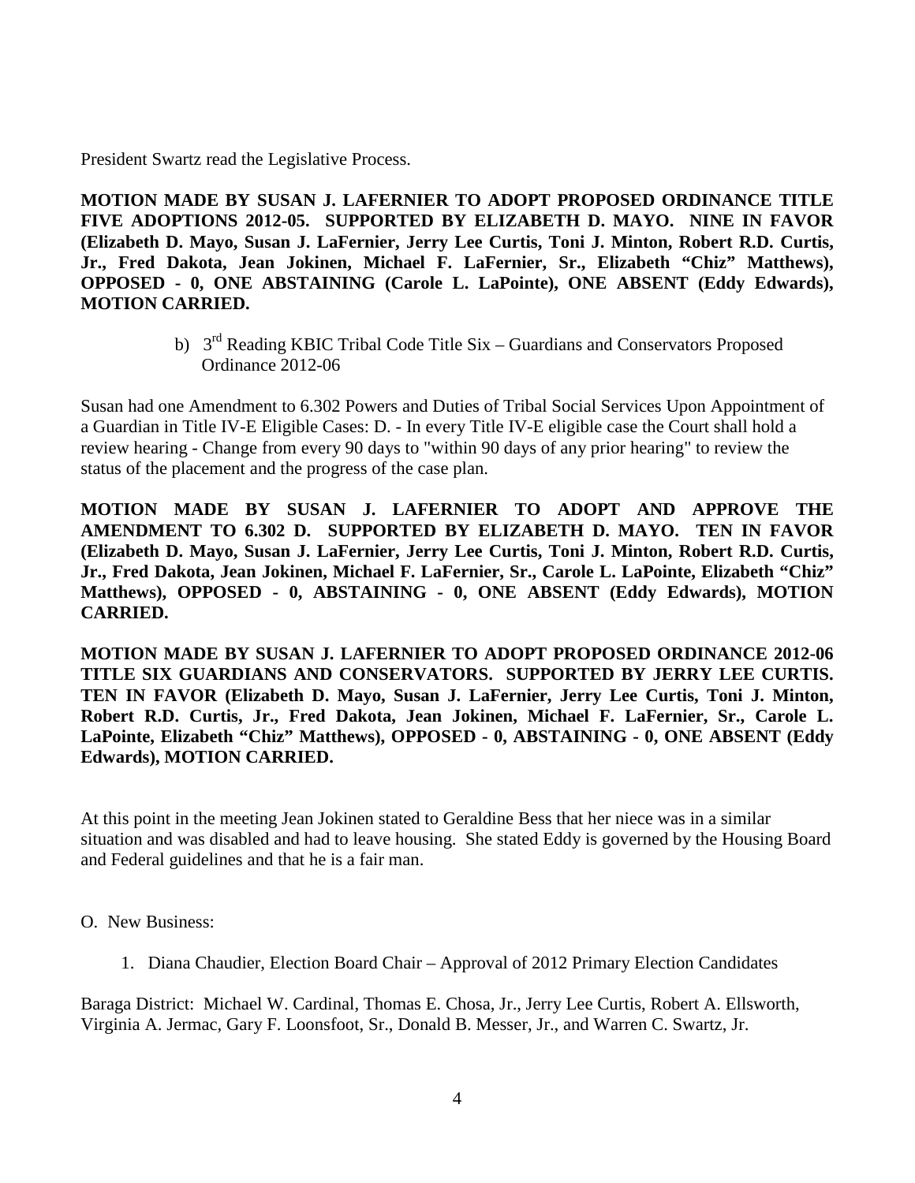President Swartz read the Legislative Process.

**MOTION MADE BY SUSAN J. LAFERNIER TO ADOPT PROPOSED ORDINANCE TITLE FIVE ADOPTIONS 2012-05. SUPPORTED BY ELIZABETH D. MAYO. NINE IN FAVOR (Elizabeth D. Mayo, Susan J. LaFernier, Jerry Lee Curtis, Toni J. Minton, Robert R.D. Curtis, Jr., Fred Dakota, Jean Jokinen, Michael F. LaFernier, Sr., Elizabeth "Chiz" Matthews), OPPOSED - 0, ONE ABSTAINING (Carole L. LaPointe), ONE ABSENT (Eddy Edwards), MOTION CARRIED.**

b) 3rd Reading KBIC Tribal Code Title Six – Guardians and Conservators Proposed Ordinance 2012-06

Susan had one Amendment to 6.302 Powers and Duties of Tribal Social Services Upon Appointment of a Guardian in Title IV-E Eligible Cases: D. - In every Title IV-E eligible case the Court shall hold a review hearing - Change from every 90 days to "within 90 days of any prior hearing" to review the status of the placement and the progress of the case plan.

**MOTION MADE BY SUSAN J. LAFERNIER TO ADOPT AND APPROVE THE AMENDMENT TO 6.302 D. SUPPORTED BY ELIZABETH D. MAYO. TEN IN FAVOR (Elizabeth D. Mayo, Susan J. LaFernier, Jerry Lee Curtis, Toni J. Minton, Robert R.D. Curtis, Jr., Fred Dakota, Jean Jokinen, Michael F. LaFernier, Sr., Carole L. LaPointe, Elizabeth "Chiz" Matthews), OPPOSED - 0, ABSTAINING - 0, ONE ABSENT (Eddy Edwards), MOTION CARRIED.**

**MOTION MADE BY SUSAN J. LAFERNIER TO ADOPT PROPOSED ORDINANCE 2012-06 TITLE SIX GUARDIANS AND CONSERVATORS. SUPPORTED BY JERRY LEE CURTIS. TEN IN FAVOR (Elizabeth D. Mayo, Susan J. LaFernier, Jerry Lee Curtis, Toni J. Minton, Robert R.D. Curtis, Jr., Fred Dakota, Jean Jokinen, Michael F. LaFernier, Sr., Carole L. LaPointe, Elizabeth "Chiz" Matthews), OPPOSED - 0, ABSTAINING - 0, ONE ABSENT (Eddy Edwards), MOTION CARRIED.**

At this point in the meeting Jean Jokinen stated to Geraldine Bess that her niece was in a similar situation and was disabled and had to leave housing. She stated Eddy is governed by the Housing Board and Federal guidelines and that he is a fair man.

O. New Business:

1. Diana Chaudier, Election Board Chair – Approval of 2012 Primary Election Candidates

Baraga District: Michael W. Cardinal, Thomas E. Chosa, Jr., Jerry Lee Curtis, Robert A. Ellsworth, Virginia A. Jermac, Gary F. Loonsfoot, Sr., Donald B. Messer, Jr., and Warren C. Swartz, Jr.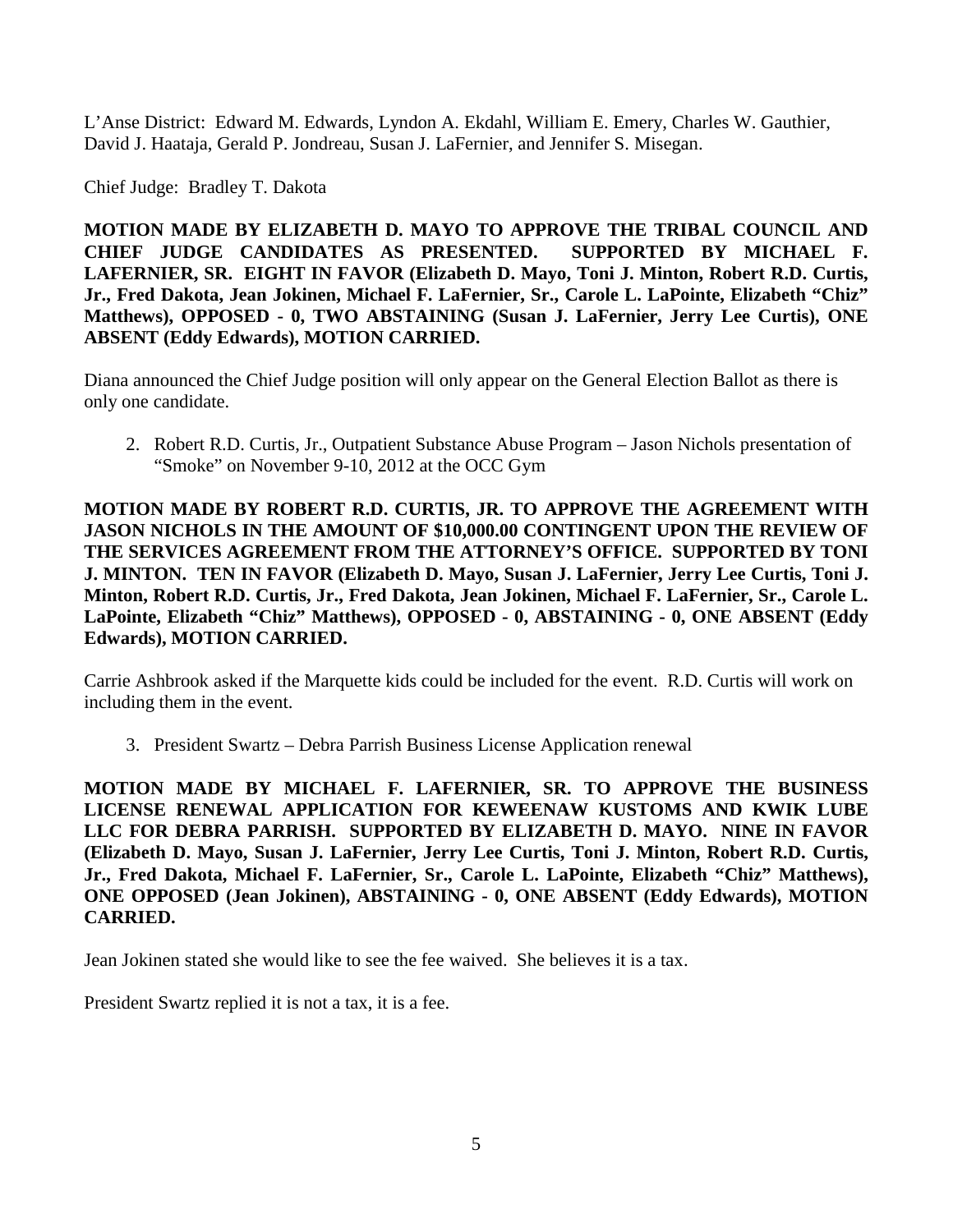L'Anse District: Edward M. Edwards, Lyndon A. Ekdahl, William E. Emery, Charles W. Gauthier, David J. Haataja, Gerald P. Jondreau, Susan J. LaFernier, and Jennifer S. Misegan.

Chief Judge: Bradley T. Dakota

**MOTION MADE BY ELIZABETH D. MAYO TO APPROVE THE TRIBAL COUNCIL AND CHIEF JUDGE CANDIDATES AS PRESENTED. SUPPORTED BY MICHAEL F. LAFERNIER, SR. EIGHT IN FAVOR (Elizabeth D. Mayo, Toni J. Minton, Robert R.D. Curtis, Jr., Fred Dakota, Jean Jokinen, Michael F. LaFernier, Sr., Carole L. LaPointe, Elizabeth "Chiz" Matthews), OPPOSED - 0, TWO ABSTAINING (Susan J. LaFernier, Jerry Lee Curtis), ONE ABSENT (Eddy Edwards), MOTION CARRIED.**

Diana announced the Chief Judge position will only appear on the General Election Ballot as there is only one candidate.

2. Robert R.D. Curtis, Jr., Outpatient Substance Abuse Program – Jason Nichols presentation of "Smoke" on November 9-10, 2012 at the OCC Gym

**MOTION MADE BY ROBERT R.D. CURTIS, JR. TO APPROVE THE AGREEMENT WITH JASON NICHOLS IN THE AMOUNT OF $10,000.00 CONTINGENT UPON THE REVIEW OF THE SERVICES AGREEMENT FROM THE ATTORNEY'S OFFICE. SUPPORTED BY TONI J. MINTON. TEN IN FAVOR (Elizabeth D. Mayo, Susan J. LaFernier, Jerry Lee Curtis, Toni J. Minton, Robert R.D. Curtis, Jr., Fred Dakota, Jean Jokinen, Michael F. LaFernier, Sr., Carole L. LaPointe, Elizabeth "Chiz" Matthews), OPPOSED - 0, ABSTAINING - 0, ONE ABSENT (Eddy Edwards), MOTION CARRIED.**

Carrie Ashbrook asked if the Marquette kids could be included for the event. R.D. Curtis will work on including them in the event.

3. President Swartz – Debra Parrish Business License Application renewal

**MOTION MADE BY MICHAEL F. LAFERNIER, SR. TO APPROVE THE BUSINESS LICENSE RENEWAL APPLICATION FOR KEWEENAW KUSTOMS AND KWIK LUBE LLC FOR DEBRA PARRISH. SUPPORTED BY ELIZABETH D. MAYO. NINE IN FAVOR (Elizabeth D. Mayo, Susan J. LaFernier, Jerry Lee Curtis, Toni J. Minton, Robert R.D. Curtis, Jr., Fred Dakota, Michael F. LaFernier, Sr., Carole L. LaPointe, Elizabeth "Chiz" Matthews), ONE OPPOSED (Jean Jokinen), ABSTAINING - 0, ONE ABSENT (Eddy Edwards), MOTION CARRIED.**

Jean Jokinen stated she would like to see the fee waived. She believes it is a tax.

President Swartz replied it is not a tax, it is a fee.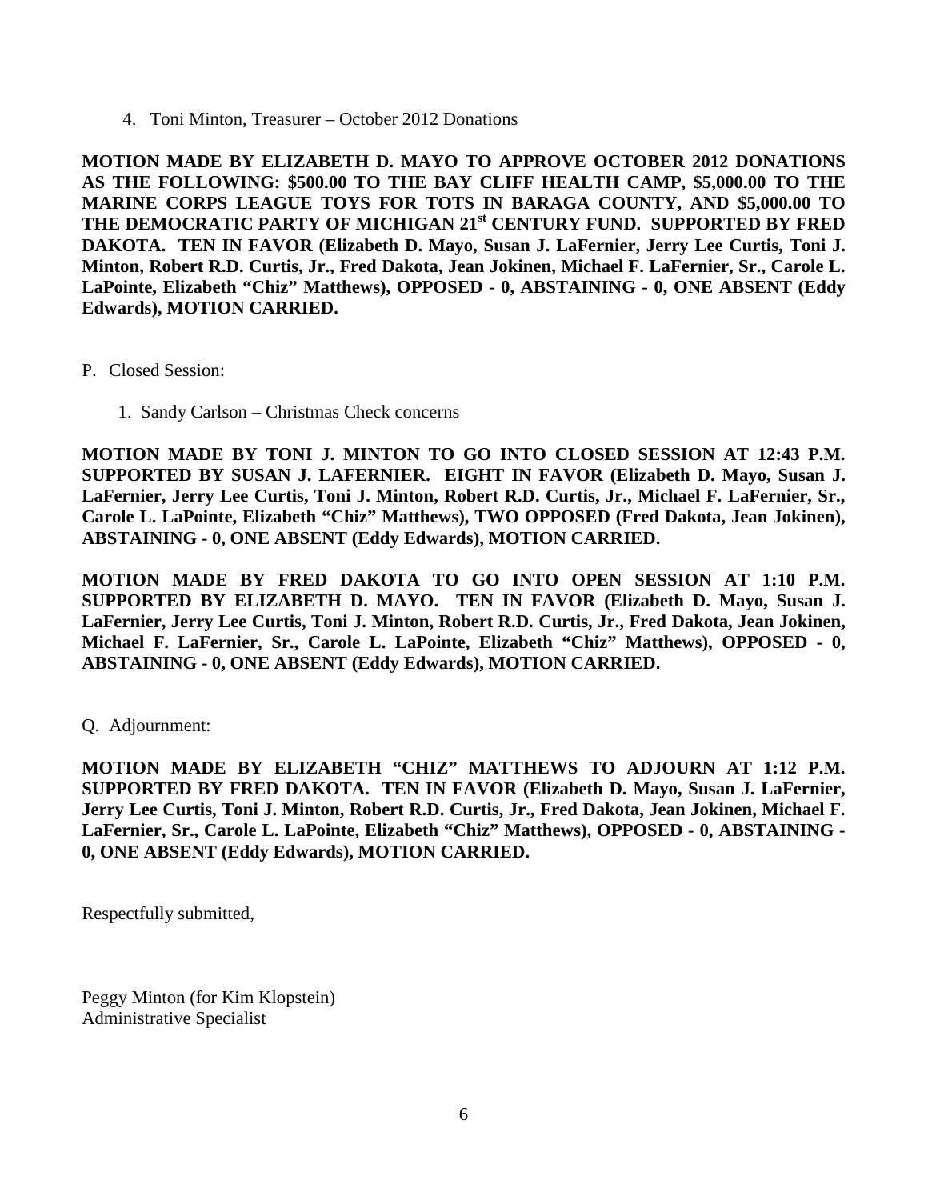4. Toni Minton, Treasurer – October 2012 Donations

**MOTION MADE BY ELIZABETH D. MAYO TO APPROVE OCTOBER 2012 DONATIONS AS THE FOLLOWING: $500.00 TO THE BAY CLIFF HEALTH CAMP, $5,000.00 TO THE MARINE CORPS LEAGUE TOYS FOR TOTS IN BARAGA COUNTY, AND $5,000.00 TO THE DEMOCRATIC PARTY OF MICHIGAN 21st CENTURY FUND. SUPPORTED BY FRED DAKOTA. TEN IN FAVOR (Elizabeth D. Mayo, Susan J. LaFernier, Jerry Lee Curtis, Toni J. Minton, Robert R.D. Curtis, Jr., Fred Dakota, Jean Jokinen, Michael F. LaFernier, Sr., Carole L. LaPointe, Elizabeth "Chiz" Matthews), OPPOSED - 0, ABSTAINING - 0, ONE ABSENT (Eddy Edwards), MOTION CARRIED.**

P. Closed Session:

1. Sandy Carlson – Christmas Check concerns

**MOTION MADE BY TONI J. MINTON TO GO INTO CLOSED SESSION AT 12:43 P.M. SUPPORTED BY SUSAN J. LAFERNIER. EIGHT IN FAVOR (Elizabeth D. Mayo, Susan J. LaFernier, Jerry Lee Curtis, Toni J. Minton, Robert R.D. Curtis, Jr., Michael F. LaFernier, Sr., Carole L. LaPointe, Elizabeth "Chiz" Matthews), TWO OPPOSED (Fred Dakota, Jean Jokinen), ABSTAINING - 0, ONE ABSENT (Eddy Edwards), MOTION CARRIED.**

**MOTION MADE BY FRED DAKOTA TO GO INTO OPEN SESSION AT 1:10 P.M. SUPPORTED BY ELIZABETH D. MAYO. TEN IN FAVOR (Elizabeth D. Mayo, Susan J. LaFernier, Jerry Lee Curtis, Toni J. Minton, Robert R.D. Curtis, Jr., Fred Dakota, Jean Jokinen, Michael F. LaFernier, Sr., Carole L. LaPointe, Elizabeth "Chiz" Matthews), OPPOSED - 0, ABSTAINING - 0, ONE ABSENT (Eddy Edwards), MOTION CARRIED.**

Q. Adjournment:

**MOTION MADE BY ELIZABETH "CHIZ" MATTHEWS TO ADJOURN AT 1:12 P.M. SUPPORTED BY FRED DAKOTA. TEN IN FAVOR (Elizabeth D. Mayo, Susan J. LaFernier, Jerry Lee Curtis, Toni J. Minton, Robert R.D. Curtis, Jr., Fred Dakota, Jean Jokinen, Michael F. LaFernier, Sr., Carole L. LaPointe, Elizabeth "Chiz" Matthews), OPPOSED - 0, ABSTAINING - 0, ONE ABSENT (Eddy Edwards), MOTION CARRIED.**

Respectfully submitted,

Peggy Minton (for Kim Klopstein)
Administrative Specialist